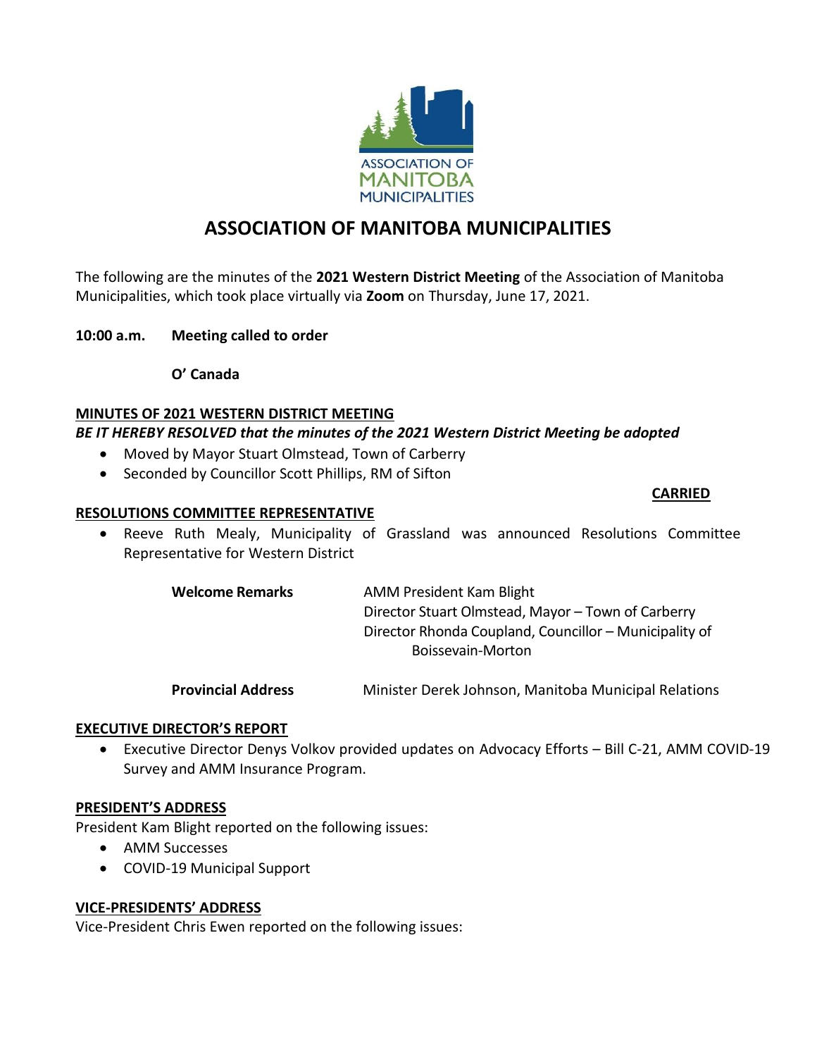# ASSOCIATION OF MANITOBA MUNICIPALITIES

The following are the minutes of the **2021 Western District Meeting** of the Association of Manitoba Municipalities, which took place virtually via **Zoom** on Thursday, June 17, 2021.

**10:00 a.m.** **Meeting called to order**

**O' Canada**

**MINUTES OF 2021 WESTERN DISTRICT MEETING**

***BE IT HEREBY RESOLVED that the minutes of the 2021 Western District Meeting be adopted***

- Moved by Mayor Stuart Olmstead, Town of Carberry
- Seconded by Councillor Scott Phillips, RM of Sifton

**CARRIED**

**RESOLUTIONS COMMITTEE REPRESENTATIVE**

- Reeve Ruth Mealy, Municipality of Grassland was announced Resolutions Committee Representative for Western District

**Welcome Remarks** AMM President Kam Blight
Director Stuart Olmstead, Mayor – Town of Carberry
Director Rhonda Coupland, Councillor – Municipality of Boissevain-Morton

**Provincial Address** Minister Derek Johnson, Manitoba Municipal Relations

**EXECUTIVE DIRECTOR'S REPORT**

- Executive Director Denys Volkov provided updates on Advocacy Efforts – Bill C-21, AMM COVID-19 Survey and AMM Insurance Program.

**PRESIDENT'S ADDRESS**

President Kam Blight reported on the following issues:

- AMM Successes
- COVID-19 Municipal Support

**VICE-PRESIDENTS' ADDRESS**

Vice-President Chris Ewen reported on the following issues: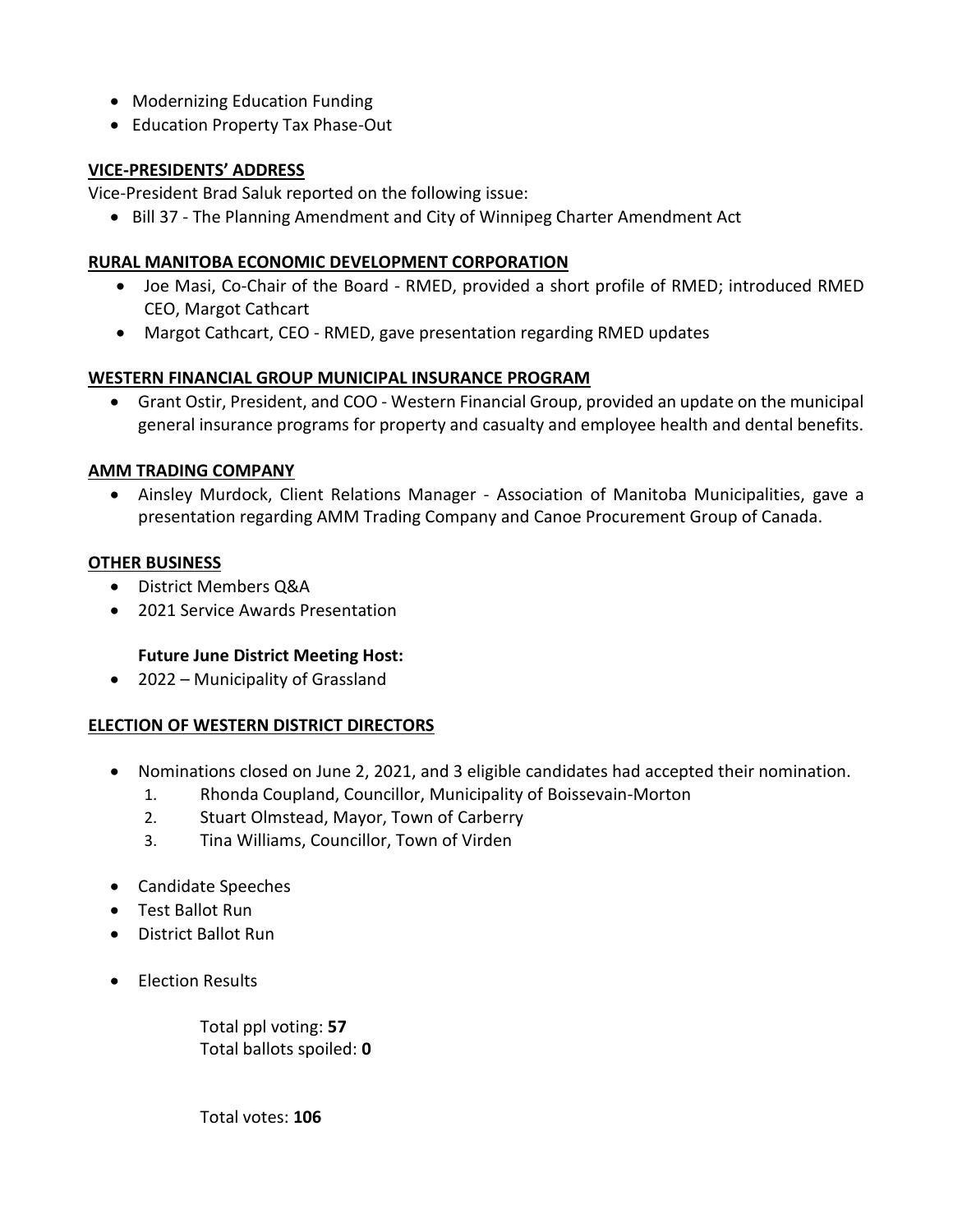- Modernizing Education Funding
- Education Property Tax Phase-Out

## VICE-PRESIDENTS' ADDRESS

Vice-President Brad Saluk reported on the following issue:

- Bill 37 - The Planning Amendment and City of Winnipeg Charter Amendment Act

## RURAL MANITOBA ECONOMIC DEVELOPMENT CORPORATION

- Joe Masi, Co-Chair of the Board - RMED, provided a short profile of RMED; introduced RMED CEO, Margot Cathcart
- Margot Cathcart, CEO - RMED, gave presentation regarding RMED updates

## WESTERN FINANCIAL GROUP MUNICIPAL INSURANCE PROGRAM

- Grant Ostir, President, and COO - Western Financial Group, provided an update on the municipal general insurance programs for property and casualty and employee health and dental benefits.

## AMM TRADING COMPANY

- Ainsley Murdock, Client Relations Manager - Association of Manitoba Municipalities, gave a presentation regarding AMM Trading Company and Canoe Procurement Group of Canada.

## OTHER BUSINESS

- District Members Q&A
- 2021 Service Awards Presentation

**Future June District Meeting Host:**

- 2022 – Municipality of Grassland

## ELECTION OF WESTERN DISTRICT DIRECTORS

- Nominations closed on June 2, 2021, and 3 eligible candidates had accepted their nomination.
  1. Rhonda Coupland, Councillor, Municipality of Boissevain-Morton
  2. Stuart Olmstead, Mayor, Town of Carberry
  3. Tina Williams, Councillor, Town of Virden

- Candidate Speeches
- Test Ballot Run
- District Ballot Run

- Election Results

  Total ppl voting: **57**
  Total ballots spoiled: **0**

  Total votes: **106**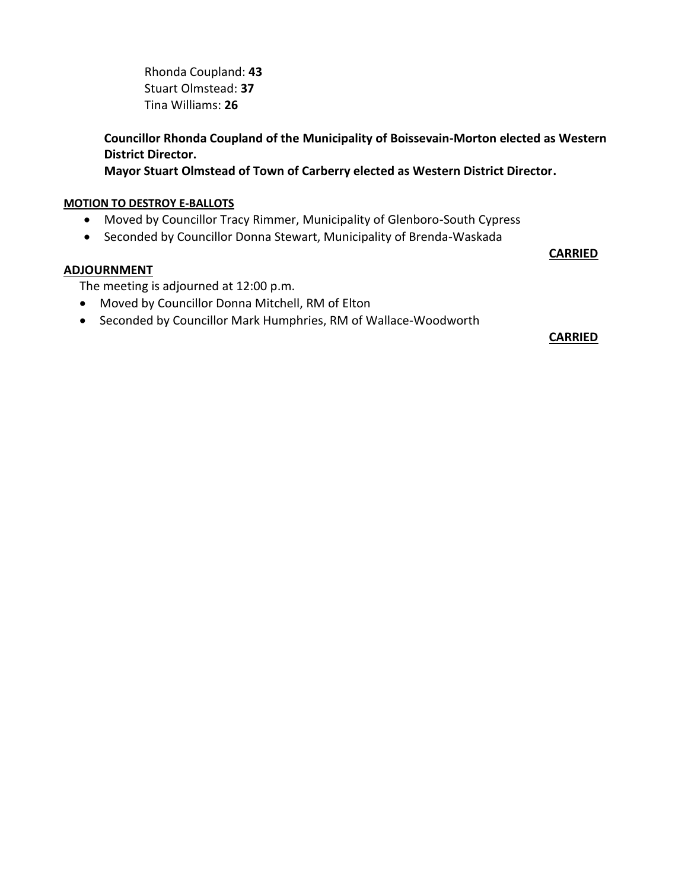Rhonda Coupland: **43**
Stuart Olmstead: **37**
Tina Williams: **26**

**Councillor Rhonda Coupland of the Municipality of Boissevain-Morton elected as Western District Director.**
**Mayor Stuart Olmstead of Town of Carberry elected as Western District Director.**

**MOTION TO DESTROY E-BALLOTS**

- Moved by Councillor Tracy Rimmer, Municipality of Glenboro-South Cypress
- Seconded by Councillor Donna Stewart, Municipality of Brenda-Waskada

**CARRIED**

**ADJOURNMENT**

The meeting is adjourned at 12:00 p.m.

- Moved by Councillor Donna Mitchell, RM of Elton
- Seconded by Councillor Mark Humphries, RM of Wallace-Woodworth

**CARRIED**